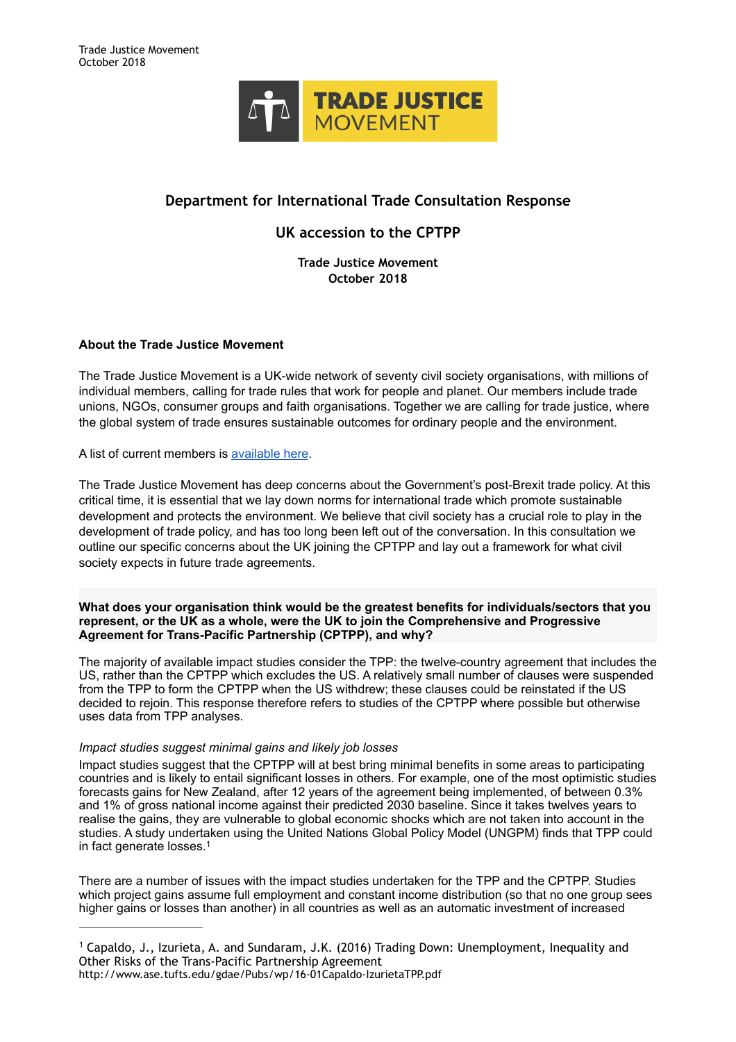Trade Justice Movement
October 2018

TRADE JUSTICE MOVEMENT

# Department for International Trade Consultation Response

## UK accession to the CPTPP

**Trade Justice Movement**
**October 2018**

### About the Trade Justice Movement

The Trade Justice Movement is a UK-wide network of seventy civil society organisations, with millions of individual members, calling for trade rules that work for people and planet. Our members include trade unions, NGOs, consumer groups and faith organisations. Together we are calling for trade justice, where the global system of trade ensures sustainable outcomes for ordinary people and the environment.

A list of current members is available here.

The Trade Justice Movement has deep concerns about the Government's post-Brexit trade policy. At this critical time, it is essential that we lay down norms for international trade which promote sustainable development and protects the environment. We believe that civil society has a crucial role to play in the development of trade policy, and has too long been left out of the conversation. In this consultation we outline our specific concerns about the UK joining the CPTPP and lay out a framework for what civil society expects in future trade agreements.

**What does your organisation think would be the greatest benefits for individuals/sectors that you represent, or the UK as a whole, were the UK to join the Comprehensive and Progressive Agreement for Trans-Pacific Partnership (CPTPP), and why?**

The majority of available impact studies consider the TPP: the twelve-country agreement that includes the US, rather than the CPTPP which excludes the US. A relatively small number of clauses were suspended from the TPP to form the CPTPP when the US withdrew; these clauses could be reinstated if the US decided to rejoin. This response therefore refers to studies of the CPTPP where possible but otherwise uses data from TPP analyses.

*Impact studies suggest minimal gains and likely job losses*

Impact studies suggest that the CPTPP will at best bring minimal benefits in some areas to participating countries and is likely to entail significant losses in others. For example, one of the most optimistic studies forecasts gains for New Zealand, after 12 years of the agreement being implemented, of between 0.3% and 1% of gross national income against their predicted 2030 baseline. Since it takes twelves years to realise the gains, they are vulnerable to global economic shocks which are not taken into account in the studies. A study undertaken using the United Nations Global Policy Model (UNGPM) finds that TPP could in fact generate losses.[1]

There are a number of issues with the impact studies undertaken for the TPP and the CPTPP. Studies which project gains assume full employment and constant income distribution (so that no one group sees higher gains or losses than another) in all countries as well as an automatic investment of increased

---

[1] Capaldo, J., Izurieta, A. and Sundaram, J.K. (2016) Trading Down: Unemployment, Inequality and Other Risks of the Trans-Pacific Partnership Agreement http://www.ase.tufts.edu/gdae/Pubs/wp/16-01Capaldo-IzurietaTPP.pdf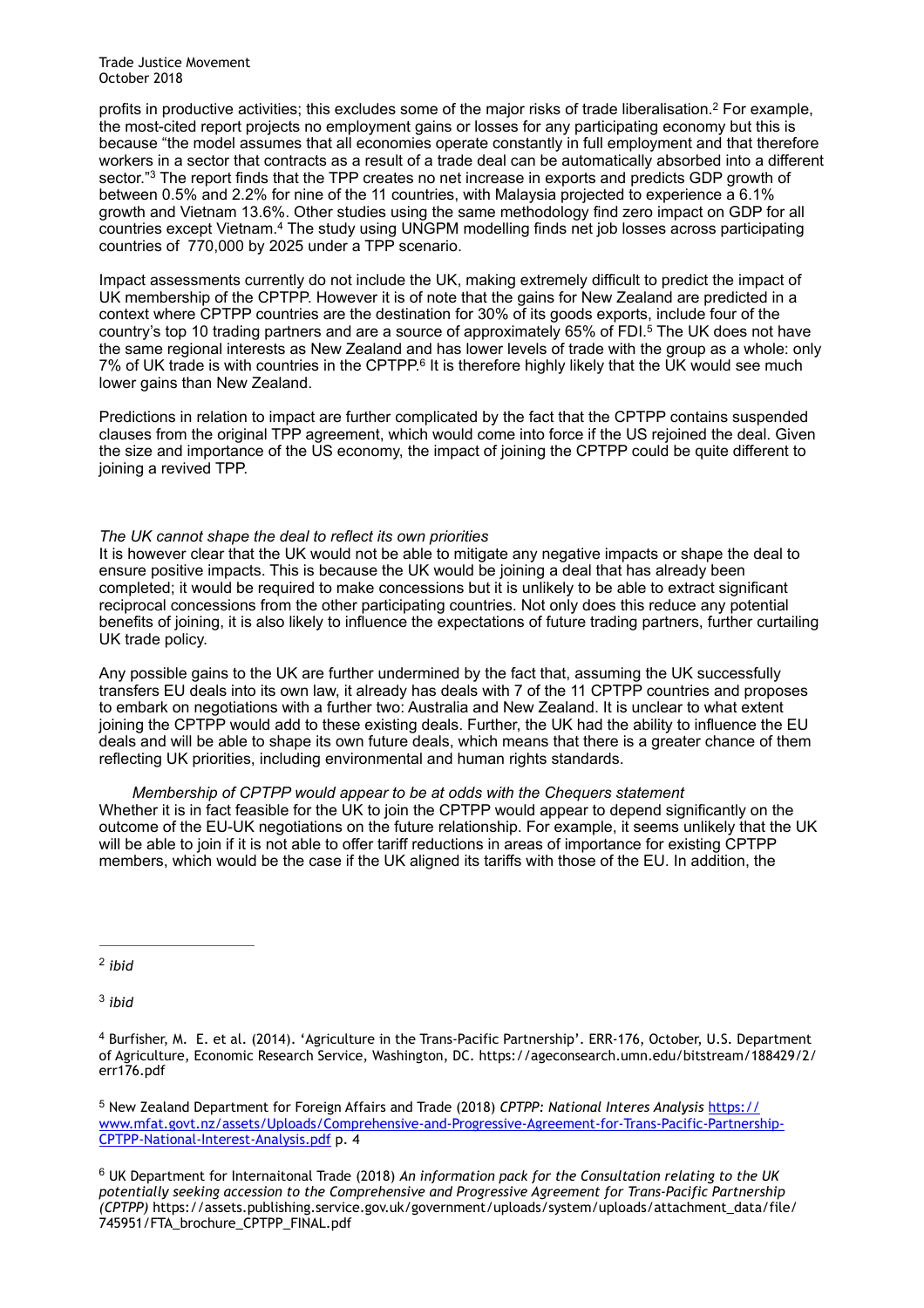profits in productive activities; this excludes some of the major risks of trade liberalisation.[2] For example, the most-cited report projects no employment gains or losses for any participating economy but this is because "the model assumes that all economies operate constantly in full employment and that therefore workers in a sector that contracts as a result of a trade deal can be automatically absorbed into a different sector."[3] The report finds that the TPP creates no net increase in exports and predicts GDP growth of between 0.5% and 2.2% for nine of the 11 countries, with Malaysia projected to experience a 6.1% growth and Vietnam 13.6%. Other studies using the same methodology find zero impact on GDP for all countries except Vietnam.[4] The study using UNGPM modelling finds net job losses across participating countries of 770,000 by 2025 under a TPP scenario.

Impact assessments currently do not include the UK, making extremely difficult to predict the impact of UK membership of the CPTPP. However it is of note that the gains for New Zealand are predicted in a context where CPTPP countries are the destination for 30% of its goods exports, include four of the country's top 10 trading partners and are a source of approximately 65% of FDI.[5] The UK does not have the same regional interests as New Zealand and has lower levels of trade with the group as a whole: only 7% of UK trade is with countries in the CPTPP.[6] It is therefore highly likely that the UK would see much lower gains than New Zealand.

Predictions in relation to impact are further complicated by the fact that the CPTPP contains suspended clauses from the original TPP agreement, which would come into force if the US rejoined the deal. Given the size and importance of the US economy, the impact of joining the CPTPP could be quite different to joining a revived TPP.

*The UK cannot shape the deal to reflect its own priorities*

It is however clear that the UK would not be able to mitigate any negative impacts or shape the deal to ensure positive impacts. This is because the UK would be joining a deal that has already been completed; it would be required to make concessions but it is unlikely to be able to extract significant reciprocal concessions from the other participating countries. Not only does this reduce any potential benefits of joining, it is also likely to influence the expectations of future trading partners, further curtailing UK trade policy.

Any possible gains to the UK are further undermined by the fact that, assuming the UK successfully transfers EU deals into its own law, it already has deals with 7 of the 11 CPTPP countries and proposes to embark on negotiations with a further two: Australia and New Zealand. It is unclear to what extent joining the CPTPP would add to these existing deals. Further, the UK had the ability to influence the EU deals and will be able to shape its own future deals, which means that there is a greater chance of them reflecting UK priorities, including environmental and human rights standards.

*Membership of CPTPP would appear to be at odds with the Chequers statement*

Whether it is in fact feasible for the UK to join the CPTPP would appear to depend significantly on the outcome of the EU-UK negotiations on the future relationship. For example, it seems unlikely that the UK will be able to join if it is not able to offer tariff reductions in areas of importance for existing CPTPP members, which would be the case if the UK aligned its tariffs with those of the EU. In addition, the

---

[2] *ibid*

[3] *ibid*

[4] Burfisher, M. E. et al. (2014). 'Agriculture in the Trans-Pacific Partnership'. ERR-176, October, U.S. Department of Agriculture, Economic Research Service, Washington, DC. https://ageconsearch.umn.edu/bitstream/188429/2/err176.pdf

[5] New Zealand Department for Foreign Affairs and Trade (2018) *CPTPP: National Interes Analysis* https://www.mfat.govt.nz/assets/Uploads/Comprehensive-and-Progressive-Agreement-for-Trans-Pacific-Partnership-CPTPP-National-Interest-Analysis.pdf p. 4

[6] UK Department for Internaitonal Trade (2018) *An information pack for the Consultation relating to the UK potentially seeking accession to the Comprehensive and Progressive Agreement for Trans-Pacific Partnership (CPTPP)* https://assets.publishing.service.gov.uk/government/uploads/system/uploads/attachment_data/file/745951/FTA_brochure_CPTPP_FINAL.pdf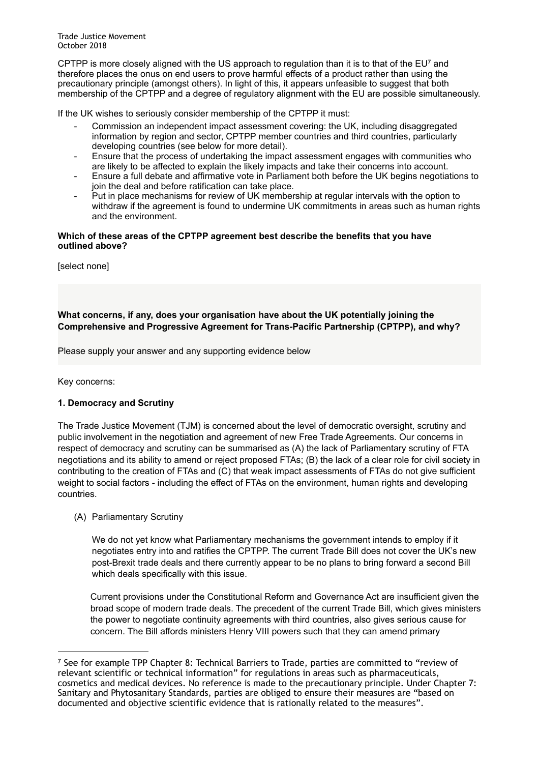CPTPP is more closely aligned with the US approach to regulation than it is to that of the EU[7] and therefore places the onus on end users to prove harmful effects of a product rather than using the precautionary principle (amongst others). In light of this, it appears unfeasible to suggest that both membership of the CPTPP and a degree of regulatory alignment with the EU are possible simultaneously.

If the UK wishes to seriously consider membership of the CPTPP it must:

- Commission an independent impact assessment covering: the UK, including disaggregated information by region and sector, CPTPP member countries and third countries, particularly developing countries (see below for more detail).
- Ensure that the process of undertaking the impact assessment engages with communities who are likely to be affected to explain the likely impacts and take their concerns into account.
- Ensure a full debate and affirmative vote in Parliament both before the UK begins negotiations to join the deal and before ratification can take place.
- Put in place mechanisms for review of UK membership at regular intervals with the option to withdraw if the agreement is found to undermine UK commitments in areas such as human rights and the environment.

**Which of these areas of the CPTPP agreement best describe the benefits that you have outlined above?**

[select none]

**What concerns, if any, does your organisation have about the UK potentially joining the Comprehensive and Progressive Agreement for Trans-Pacific Partnership (CPTPP), and why?**

Please supply your answer and any supporting evidence below

Key concerns:

**1. Democracy and Scrutiny**

The Trade Justice Movement (TJM) is concerned about the level of democratic oversight, scrutiny and public involvement in the negotiation and agreement of new Free Trade Agreements. Our concerns in respect of democracy and scrutiny can be summarised as (A) the lack of Parliamentary scrutiny of FTA negotiations and its ability to amend or reject proposed FTAs; (B) the lack of a clear role for civil society in contributing to the creation of FTAs and (C) that weak impact assessments of FTAs do not give sufficient weight to social factors - including the effect of FTAs on the environment, human rights and developing countries.

(A) Parliamentary Scrutiny

We do not yet know what Parliamentary mechanisms the government intends to employ if it negotiates entry into and ratifies the CPTPP. The current Trade Bill does not cover the UK's new post-Brexit trade deals and there currently appear to be no plans to bring forward a second Bill which deals specifically with this issue.

Current provisions under the Constitutional Reform and Governance Act are insufficient given the broad scope of modern trade deals. The precedent of the current Trade Bill, which gives ministers the power to negotiate continuity agreements with third countries, also gives serious cause for concern. The Bill affords ministers Henry VIII powers such that they can amend primary

---

[7] See for example TPP Chapter 8: Technical Barriers to Trade, parties are committed to "review of relevant scientific or technical information" for regulations in areas such as pharmaceuticals, cosmetics and medical devices. No reference is made to the precautionary principle. Under Chapter 7: Sanitary and Phytosanitary Standards, parties are obliged to ensure their measures are "based on documented and objective scientific evidence that is rationally related to the measures".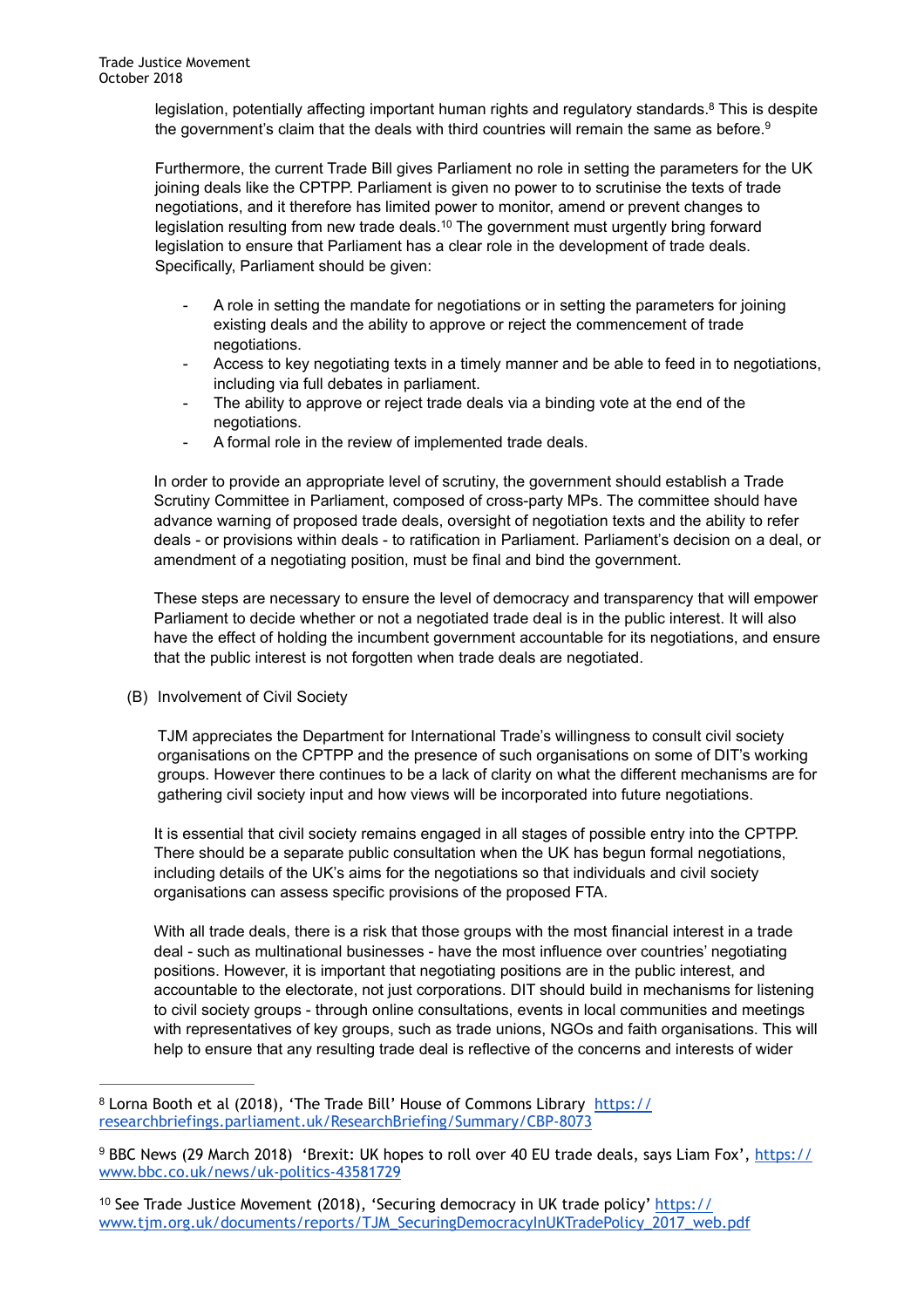legislation, potentially affecting important human rights and regulatory standards.[8] This is despite the government's claim that the deals with third countries will remain the same as before.[9]

Furthermore, the current Trade Bill gives Parliament no role in setting the parameters for the UK joining deals like the CPTPP. Parliament is given no power to to scrutinise the texts of trade negotiations, and it therefore has limited power to monitor, amend or prevent changes to legislation resulting from new trade deals.[10] The government must urgently bring forward legislation to ensure that Parliament has a clear role in the development of trade deals. Specifically, Parliament should be given:

- A role in setting the mandate for negotiations or in setting the parameters for joining existing deals and the ability to approve or reject the commencement of trade negotiations.
- Access to key negotiating texts in a timely manner and be able to feed in to negotiations, including via full debates in parliament.
- The ability to approve or reject trade deals via a binding vote at the end of the negotiations.
- A formal role in the review of implemented trade deals.

In order to provide an appropriate level of scrutiny, the government should establish a Trade Scrutiny Committee in Parliament, composed of cross-party MPs. The committee should have advance warning of proposed trade deals, oversight of negotiation texts and the ability to refer deals - or provisions within deals - to ratification in Parliament. Parliament's decision on a deal, or amendment of a negotiating position, must be final and bind the government.

These steps are necessary to ensure the level of democracy and transparency that will empower Parliament to decide whether or not a negotiated trade deal is in the public interest. It will also have the effect of holding the incumbent government accountable for its negotiations, and ensure that the public interest is not forgotten when trade deals are negotiated.

(B) Involvement of Civil Society

TJM appreciates the Department for International Trade's willingness to consult civil society organisations on the CPTPP and the presence of such organisations on some of DIT's working groups. However there continues to be a lack of clarity on what the different mechanisms are for gathering civil society input and how views will be incorporated into future negotiations.

It is essential that civil society remains engaged in all stages of possible entry into the CPTPP. There should be a separate public consultation when the UK has begun formal negotiations, including details of the UK's aims for the negotiations so that individuals and civil society organisations can assess specific provisions of the proposed FTA.

With all trade deals, there is a risk that those groups with the most financial interest in a trade deal - such as multinational businesses - have the most influence over countries' negotiating positions. However, it is important that negotiating positions are in the public interest, and accountable to the electorate, not just corporations. DIT should build in mechanisms for listening to civil society groups - through online consultations, events in local communities and meetings with representatives of key groups, such as trade unions, NGOs and faith organisations. This will help to ensure that any resulting trade deal is reflective of the concerns and interests of wider

---

[8] Lorna Booth et al (2018), 'The Trade Bill' House of Commons Library https://researchbriefings.parliament.uk/ResearchBriefing/Summary/CBP-8073

[9] BBC News (29 March 2018) 'Brexit: UK hopes to roll over 40 EU trade deals, says Liam Fox', https://www.bbc.co.uk/news/uk-politics-43581729

[10] See Trade Justice Movement (2018), 'Securing democracy in UK trade policy' https://www.tjm.org.uk/documents/reports/TJM_SecuringDemocracyInUKTradePolicy_2017_web.pdf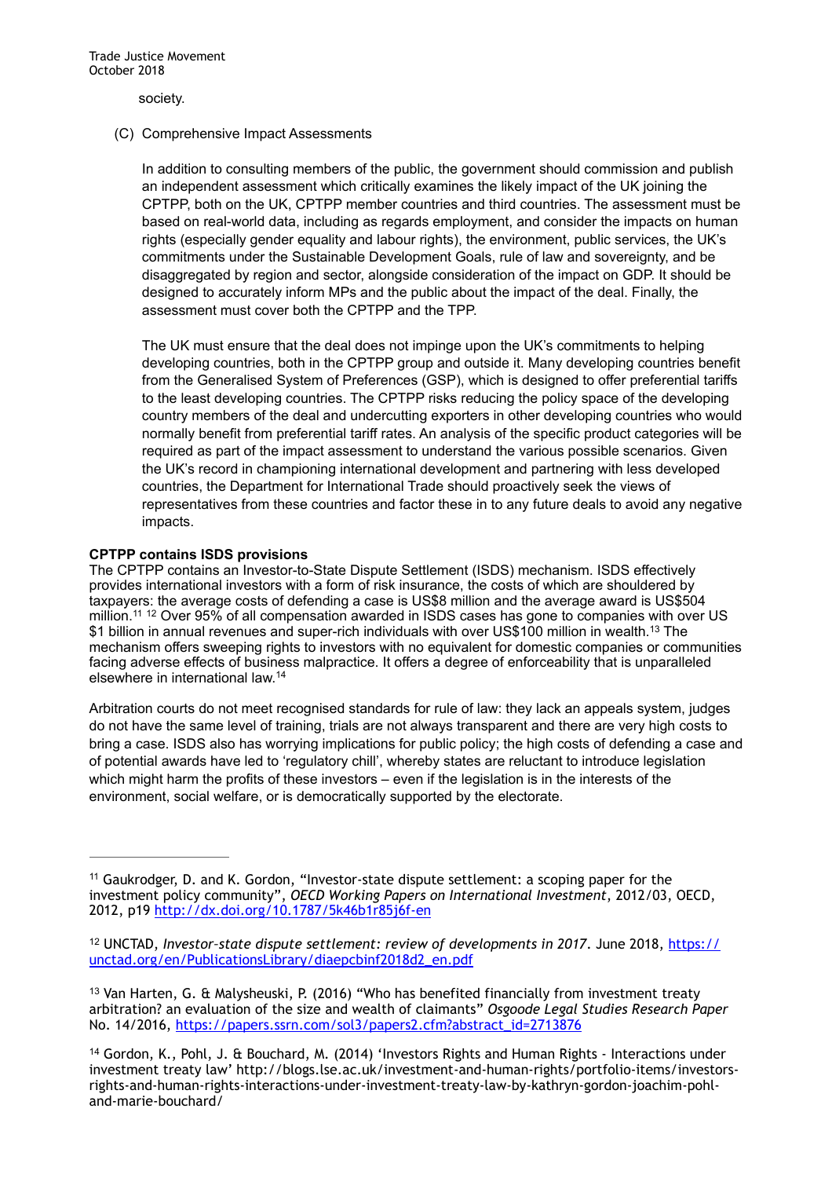society.

(C) Comprehensive Impact Assessments

In addition to consulting members of the public, the government should commission and publish an independent assessment which critically examines the likely impact of the UK joining the CPTPP, both on the UK, CPTPP member countries and third countries. The assessment must be based on real-world data, including as regards employment, and consider the impacts on human rights (especially gender equality and labour rights), the environment, public services, the UK's commitments under the Sustainable Development Goals, rule of law and sovereignty, and be disaggregated by region and sector, alongside consideration of the impact on GDP. It should be designed to accurately inform MPs and the public about the impact of the deal. Finally, the assessment must cover both the CPTPP and the TPP.

The UK must ensure that the deal does not impinge upon the UK's commitments to helping developing countries, both in the CPTPP group and outside it. Many developing countries benefit from the Generalised System of Preferences (GSP), which is designed to offer preferential tariffs to the least developing countries. The CPTPP risks reducing the policy space of the developing country members of the deal and undercutting exporters in other developing countries who would normally benefit from preferential tariff rates. An analysis of the specific product categories will be required as part of the impact assessment to understand the various possible scenarios. Given the UK's record in championing international development and partnering with less developed countries, the Department for International Trade should proactively seek the views of representatives from these countries and factor these in to any future deals to avoid any negative impacts.

**CPTPP contains ISDS provisions**

The CPTPP contains an Investor-to-State Dispute Settlement (ISDS) mechanism. ISDS effectively provides international investors with a form of risk insurance, the costs of which are shouldered by taxpayers: the average costs of defending a case is US$8 million and the average award is US$504 million.[11] [12] Over 95% of all compensation awarded in ISDS cases has gone to companies with over US $1 billion in annual revenues and super-rich individuals with over US$100 million in wealth.[13] The mechanism offers sweeping rights to investors with no equivalent for domestic companies or communities facing adverse effects of business malpractice. It offers a degree of enforceability that is unparalleled elsewhere in international law.[14]

Arbitration courts do not meet recognised standards for rule of law: they lack an appeals system, judges do not have the same level of training, trials are not always transparent and there are very high costs to bring a case. ISDS also has worrying implications for public policy; the high costs of defending a case and of potential awards have led to 'regulatory chill', whereby states are reluctant to introduce legislation which might harm the profits of these investors – even if the legislation is in the interests of the environment, social welfare, or is democratically supported by the electorate.

---

[11] Gaukrodger, D. and K. Gordon, "Investor-state dispute settlement: a scoping paper for the investment policy community", *OECD Working Papers on International Investment*, 2012/03, OECD, 2012, p19 http://dx.doi.org/10.1787/5k46b1r85j6f-en

[12] UNCTAD, *Investor-state dispute settlement: review of developments in 2017*. June 2018, https://unctad.org/en/PublicationsLibrary/diaepcbinf2018d2_en.pdf

[13] Van Harten, G. & Malysheuski, P. (2016) "Who has benefited financially from investment treaty arbitration? an evaluation of the size and wealth of claimants" *Osgoode Legal Studies Research Paper* No. 14/2016, https://papers.ssrn.com/sol3/papers2.cfm?abstract_id=2713876

[14] Gordon, K., Pohl, J. & Bouchard, M. (2014) 'Investors Rights and Human Rights - Interactions under investment treaty law' http://blogs.lse.ac.uk/investment-and-human-rights/portfolio-items/investors-rights-and-human-rights-interactions-under-investment-treaty-law-by-kathryn-gordon-joachim-pohl-and-marie-bouchard/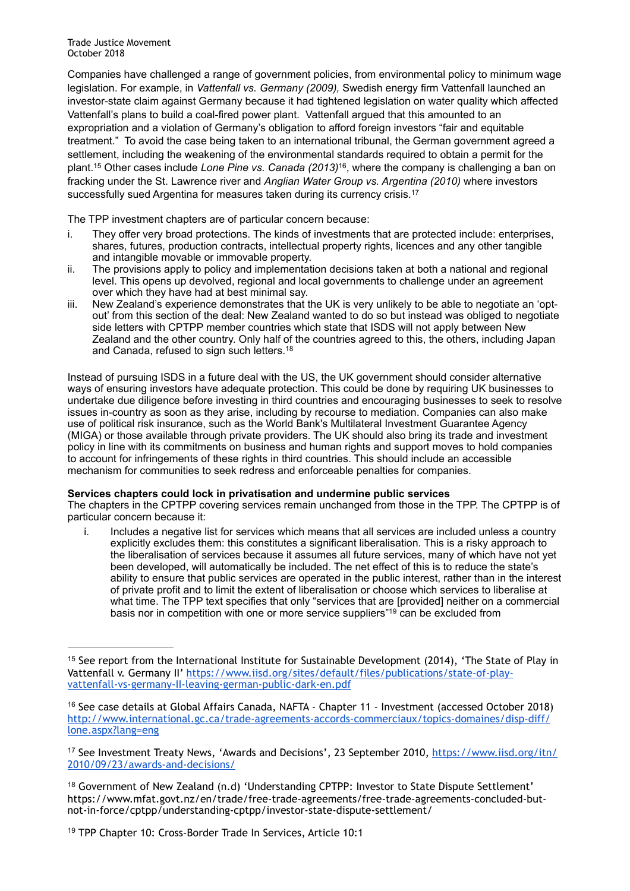Companies have challenged a range of government policies, from environmental policy to minimum wage legislation. For example, in *Vattenfall vs. Germany (2009),* Swedish energy firm Vattenfall launched an investor-state claim against Germany because it had tightened legislation on water quality which affected Vattenfall's plans to build a coal-fired power plant. Vattenfall argued that this amounted to an expropriation and a violation of Germany's obligation to afford foreign investors "fair and equitable treatment." To avoid the case being taken to an international tribunal, the German government agreed a settlement, including the weakening of the environmental standards required to obtain a permit for the plant.[15] Other cases include *Lone Pine vs. Canada (2013)*[16], where the company is challenging a ban on fracking under the St. Lawrence river and *Anglian Water Group vs. Argentina (2010)* where investors successfully sued Argentina for measures taken during its currency crisis.[17]

The TPP investment chapters are of particular concern because:

i. They offer very broad protections. The kinds of investments that are protected include: enterprises, shares, futures, production contracts, intellectual property rights, licences and any other tangible and intangible movable or immovable property.
ii. The provisions apply to policy and implementation decisions taken at both a national and regional level. This opens up devolved, regional and local governments to challenge under an agreement over which they have had at best minimal say.
iii. New Zealand's experience demonstrates that the UK is very unlikely to be able to negotiate an 'opt-out' from this section of the deal: New Zealand wanted to do so but instead was obliged to negotiate side letters with CPTPP member countries which state that ISDS will not apply between New Zealand and the other country. Only half of the countries agreed to this, the others, including Japan and Canada, refused to sign such letters.[18]

Instead of pursuing ISDS in a future deal with the US, the UK government should consider alternative ways of ensuring investors have adequate protection. This could be done by requiring UK businesses to undertake due diligence before investing in third countries and encouraging businesses to seek to resolve issues in-country as soon as they arise, including by recourse to mediation. Companies can also make use of political risk insurance, such as the World Bank's Multilateral Investment Guarantee Agency (MIGA) or those available through private providers. The UK should also bring its trade and investment policy in line with its commitments on business and human rights and support moves to hold companies to account for infringements of these rights in third countries. This should include an accessible mechanism for communities to seek redress and enforceable penalties for companies.

**Services chapters could lock in privatisation and undermine public services**

The chapters in the CPTPP covering services remain unchanged from those in the TPP. The CPTPP is of particular concern because it:

i. Includes a negative list for services which means that all services are included unless a country explicitly excludes them: this constitutes a significant liberalisation. This is a risky approach to the liberalisation of services because it assumes all future services, many of which have not yet been developed, will automatically be included. The net effect of this is to reduce the state's ability to ensure that public services are operated in the public interest, rather than in the interest of private profit and to limit the extent of liberalisation or choose which services to liberalise at what time. The TPP text specifies that only "services that are [provided] neither on a commercial basis nor in competition with one or more service suppliers"[19] can be excluded from

---

[15] See report from the International Institute for Sustainable Development (2014), 'The State of Play in Vattenfall v. Germany II' https://www.iisd.org/sites/default/files/publications/state-of-play-vattenfall-vs-germany-II-leaving-german-public-dark-en.pdf

[16] See case details at Global Affairs Canada, NAFTA - Chapter 11 - Investment (accessed October 2018) http://www.international.gc.ca/trade-agreements-accords-commerciaux/topics-domaines/disp-diff/lone.aspx?lang=eng

[17] See Investment Treaty News, 'Awards and Decisions', 23 September 2010, https://www.iisd.org/itn/2010/09/23/awards-and-decisions/

[18] Government of New Zealand (n.d) 'Understanding CPTPP: Investor to State Dispute Settlement' https://www.mfat.govt.nz/en/trade/free-trade-agreements/free-trade-agreements-concluded-but-not-in-force/cptpp/understanding-cptpp/investor-state-dispute-settlement/

[19] TPP Chapter 10: Cross-Border Trade In Services, Article 10:1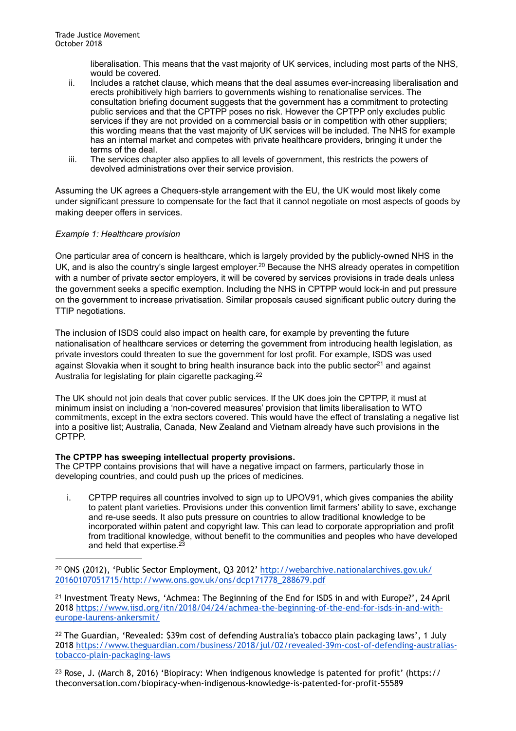liberalisation. This means that the vast majority of UK services, including most parts of the NHS, would be covered.

ii. Includes a ratchet clause, which means that the deal assumes ever-increasing liberalisation and erects prohibitively high barriers to governments wishing to renationalise services. The consultation briefing document suggests that the government has a commitment to protecting public services and that the CPTPP poses no risk. However the CPTPP only excludes public services if they are not provided on a commercial basis or in competition with other suppliers; this wording means that the vast majority of UK services will be included. The NHS for example has an internal market and competes with private healthcare providers, bringing it under the terms of the deal.

iii. The services chapter also applies to all levels of government, this restricts the powers of devolved administrations over their service provision.

Assuming the UK agrees a Chequers-style arrangement with the EU, the UK would most likely come under significant pressure to compensate for the fact that it cannot negotiate on most aspects of goods by making deeper offers in services.

*Example 1: Healthcare provision*

One particular area of concern is healthcare, which is largely provided by the publicly-owned NHS in the UK, and is also the country's single largest employer.[20] Because the NHS already operates in competition with a number of private sector employers, it will be covered by services provisions in trade deals unless the government seeks a specific exemption. Including the NHS in CPTPP would lock-in and put pressure on the government to increase privatisation. Similar proposals caused significant public outcry during the TTIP negotiations.

The inclusion of ISDS could also impact on health care, for example by preventing the future nationalisation of healthcare services or deterring the government from introducing health legislation, as private investors could threaten to sue the government for lost profit. For example, ISDS was used against Slovakia when it sought to bring health insurance back into the public sector[21] and against Australia for legislating for plain cigarette packaging.[22]

The UK should not join deals that cover public services. If the UK does join the CPTPP, it must at minimum insist on including a 'non-covered measures' provision that limits liberalisation to WTO commitments, except in the extra sectors covered. This would have the effect of translating a negative list into a positive list; Australia, Canada, New Zealand and Vietnam already have such provisions in the CPTPP.

**The CPTPP has sweeping intellectual property provisions.**
The CPTPP contains provisions that will have a negative impact on farmers, particularly those in developing countries, and could push up the prices of medicines.

i. CPTPP requires all countries involved to sign up to UPOV91, which gives companies the ability to patent plant varieties. Provisions under this convention limit farmers' ability to save, exchange and re-use seeds. It also puts pressure on countries to allow traditional knowledge to be incorporated within patent and copyright law. This can lead to corporate appropriation and profit from traditional knowledge, without benefit to the communities and peoples who have developed and held that expertise.[23]

---

[20] ONS (2012), 'Public Sector Employment, Q3 2012' http://webarchive.nationalarchives.gov.uk/20160107051715/http://www.ons.gov.uk/ons/dcp171778_288679.pdf

[21] Investment Treaty News, 'Achmea: The Beginning of the End for ISDS in and with Europe?', 24 April 2018 https://www.iisd.org/itn/2018/04/24/achmea-the-beginning-of-the-end-for-isds-in-and-with-europe-laurens-ankersmit/

[22] The Guardian, 'Revealed: $39m cost of defending Australia's tobacco plain packaging laws', 1 July 2018 https://www.theguardian.com/business/2018/jul/02/revealed-39m-cost-of-defending-australias-tobacco-plain-packaging-laws

[23] Rose, J. (March 8, 2016) 'Biopiracy: When indigenous knowledge is patented for profit' (https://theconversation.com/biopiracy-when-indigenous-knowledge-is-patented-for-profit-55589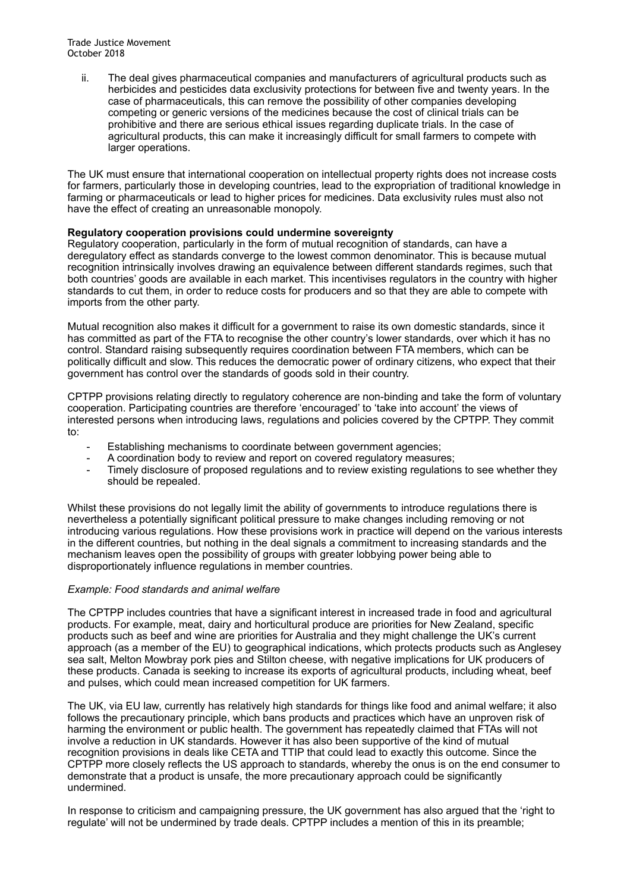ii. The deal gives pharmaceutical companies and manufacturers of agricultural products such as herbicides and pesticides data exclusivity protections for between five and twenty years. In the case of pharmaceuticals, this can remove the possibility of other companies developing competing or generic versions of the medicines because the cost of clinical trials can be prohibitive and there are serious ethical issues regarding duplicate trials. In the case of agricultural products, this can make it increasingly difficult for small farmers to compete with larger operations.

The UK must ensure that international cooperation on intellectual property rights does not increase costs for farmers, particularly those in developing countries, lead to the expropriation of traditional knowledge in farming or pharmaceuticals or lead to higher prices for medicines. Data exclusivity rules must also not have the effect of creating an unreasonable monopoly.

**Regulatory cooperation provisions could undermine sovereignty**

Regulatory cooperation, particularly in the form of mutual recognition of standards, can have a deregulatory effect as standards converge to the lowest common denominator. This is because mutual recognition intrinsically involves drawing an equivalence between different standards regimes, such that both countries' goods are available in each market. This incentivises regulators in the country with higher standards to cut them, in order to reduce costs for producers and so that they are able to compete with imports from the other party.

Mutual recognition also makes it difficult for a government to raise its own domestic standards, since it has committed as part of the FTA to recognise the other country's lower standards, over which it has no control. Standard raising subsequently requires coordination between FTA members, which can be politically difficult and slow. This reduces the democratic power of ordinary citizens, who expect that their government has control over the standards of goods sold in their country.

CPTPP provisions relating directly to regulatory coherence are non-binding and take the form of voluntary cooperation. Participating countries are therefore 'encouraged' to 'take into account' the views of interested persons when introducing laws, regulations and policies covered by the CPTPP. They commit to:

- Establishing mechanisms to coordinate between government agencies;
- A coordination body to review and report on covered regulatory measures;
- Timely disclosure of proposed regulations and to review existing regulations to see whether they should be repealed.

Whilst these provisions do not legally limit the ability of governments to introduce regulations there is nevertheless a potentially significant political pressure to make changes including removing or not introducing various regulations. How these provisions work in practice will depend on the various interests in the different countries, but nothing in the deal signals a commitment to increasing standards and the mechanism leaves open the possibility of groups with greater lobbying power being able to disproportionately influence regulations in member countries.

*Example: Food standards and animal welfare*

The CPTPP includes countries that have a significant interest in increased trade in food and agricultural products. For example, meat, dairy and horticultural produce are priorities for New Zealand, specific products such as beef and wine are priorities for Australia and they might challenge the UK's current approach (as a member of the EU) to geographical indications, which protects products such as Anglesey sea salt, Melton Mowbray pork pies and Stilton cheese, with negative implications for UK producers of these products. Canada is seeking to increase its exports of agricultural products, including wheat, beef and pulses, which could mean increased competition for UK farmers.

The UK, via EU law, currently has relatively high standards for things like food and animal welfare; it also follows the precautionary principle, which bans products and practices which have an unproven risk of harming the environment or public health. The government has repeatedly claimed that FTAs will not involve a reduction in UK standards. However it has also been supportive of the kind of mutual recognition provisions in deals like CETA and TTIP that could lead to exactly this outcome. Since the CPTPP more closely reflects the US approach to standards, whereby the onus is on the end consumer to demonstrate that a product is unsafe, the more precautionary approach could be significantly undermined.

In response to criticism and campaigning pressure, the UK government has also argued that the 'right to regulate' will not be undermined by trade deals. CPTPP includes a mention of this in its preamble;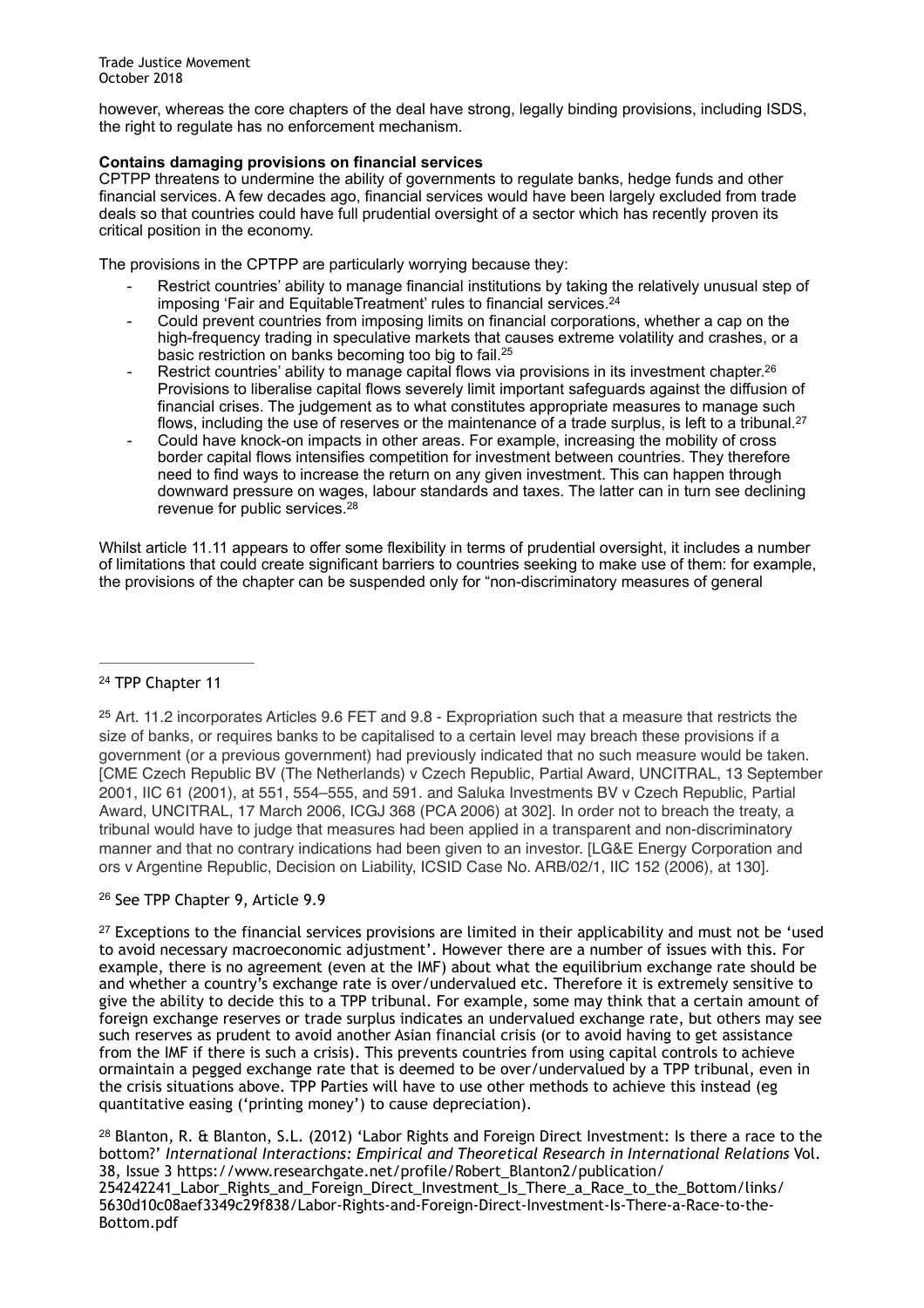however, whereas the core chapters of the deal have strong, legally binding provisions, including ISDS, the right to regulate has no enforcement mechanism.

**Contains damaging provisions on financial services**

CPTPP threatens to undermine the ability of governments to regulate banks, hedge funds and other financial services. A few decades ago, financial services would have been largely excluded from trade deals so that countries could have full prudential oversight of a sector which has recently proven its critical position in the economy.

The provisions in the CPTPP are particularly worrying because they:

- Restrict countries' ability to manage financial institutions by taking the relatively unusual step of imposing 'Fair and EquitableTreatment' rules to financial services.[24]
- Could prevent countries from imposing limits on financial corporations, whether a cap on the high-frequency trading in speculative markets that causes extreme volatility and crashes, or a basic restriction on banks becoming too big to fail.[25]
- Restrict countries' ability to manage capital flows via provisions in its investment chapter.[26] Provisions to liberalise capital flows severely limit important safeguards against the diffusion of financial crises. The judgement as to what constitutes appropriate measures to manage such flows, including the use of reserves or the maintenance of a trade surplus, is left to a tribunal.[27]
- Could have knock-on impacts in other areas. For example, increasing the mobility of cross border capital flows intensifies competition for investment between countries. They therefore need to find ways to increase the return on any given investment. This can happen through downward pressure on wages, labour standards and taxes. The latter can in turn see declining revenue for public services.[28]

Whilst article 11.11 appears to offer some flexibility in terms of prudential oversight, it includes a number of limitations that could create significant barriers to countries seeking to make use of them: for example, the provisions of the chapter can be suspended only for "non-discriminatory measures of general

---

[24] TPP Chapter 11

[25] Art. 11.2 incorporates Articles 9.6 FET and 9.8 - Expropriation such that a measure that restricts the size of banks, or requires banks to be capitalised to a certain level may breach these provisions if a government (or a previous government) had previously indicated that no such measure would be taken. [CME Czech Republic BV (The Netherlands) v Czech Republic, Partial Award, UNCITRAL, 13 September 2001, IIC 61 (2001), at 551, 554–555, and 591. and Saluka Investments BV v Czech Republic, Partial Award, UNCITRAL, 17 March 2006, ICGJ 368 (PCA 2006) at 302]. In order not to breach the treaty, a tribunal would have to judge that measures had been applied in a transparent and non-discriminatory manner and that no contrary indications had been given to an investor. [LG&E Energy Corporation and ors v Argentine Republic, Decision on Liability, ICSID Case No. ARB/02/1, IIC 152 (2006), at 130].

[26] See TPP Chapter 9, Article 9.9

[27] Exceptions to the financial services provisions are limited in their applicability and must not be 'used to avoid necessary macroeconomic adjustment'. However there are a number of issues with this. For example, there is no agreement (even at the IMF) about what the equilibrium exchange rate should be and whether a country's exchange rate is over/undervalued etc. Therefore it is extremely sensitive to give the ability to decide this to a TPP tribunal. For example, some may think that a certain amount of foreign exchange reserves or trade surplus indicates an undervalued exchange rate, but others may see such reserves as prudent to avoid another Asian financial crisis (or to avoid having to get assistance from the IMF if there is such a crisis). This prevents countries from using capital controls to achieve ormaintain a pegged exchange rate that is deemed to be over/undervalued by a TPP tribunal, even in the crisis situations above. TPP Parties will have to use other methods to achieve this instead (eg quantitative easing ('printing money') to cause depreciation).

[28] Blanton, R. & Blanton, S.L. (2012) 'Labor Rights and Foreign Direct Investment: Is there a race to the bottom?' *International Interactions: Empirical and Theoretical Research in International Relations* Vol. 38, Issue 3 https://www.researchgate.net/profile/Robert_Blanton2/publication/254242241_Labor_Rights_and_Foreign_Direct_Investment_Is_There_a_Race_to_the_Bottom/links/5630d10c08aef3349c29f838/Labor-Rights-and-Foreign-Direct-Investment-Is-There-a-Race-to-the-Bottom.pdf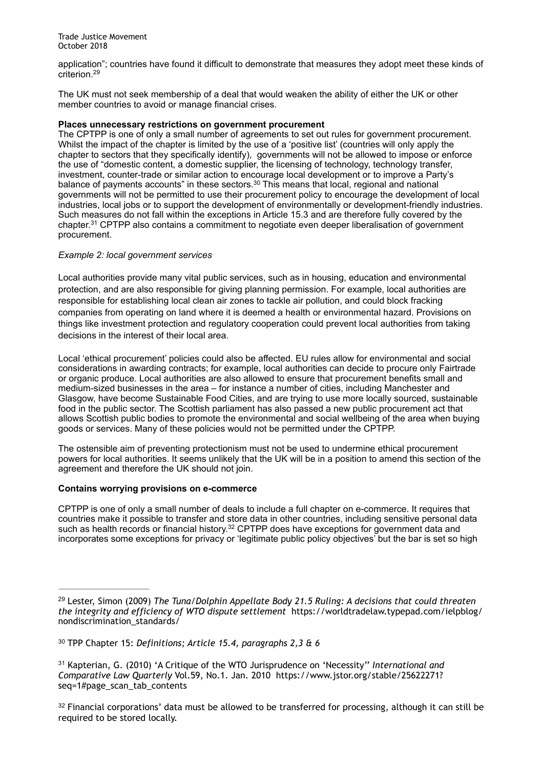application"; countries have found it difficult to demonstrate that measures they adopt meet these kinds of criterion.[29]

The UK must not seek membership of a deal that would weaken the ability of either the UK or other member countries to avoid or manage financial crises.

**Places unnecessary restrictions on government procurement**

The CPTPP is one of only a small number of agreements to set out rules for government procurement. Whilst the impact of the chapter is limited by the use of a 'positive list' (countries will only apply the chapter to sectors that they specifically identify), governments will not be allowed to impose or enforce the use of "domestic content, a domestic supplier, the licensing of technology, technology transfer, investment, counter-trade or similar action to encourage local development or to improve a Party's balance of payments accounts" in these sectors.[30] This means that local, regional and national governments will not be permitted to use their procurement policy to encourage the development of local industries, local jobs or to support the development of environmentally or development-friendly industries. Such measures do not fall within the exceptions in Article 15.3 and are therefore fully covered by the chapter.[31] CPTPP also contains a commitment to negotiate even deeper liberalisation of government procurement.

*Example 2: local government services*

Local authorities provide many vital public services, such as in housing, education and environmental protection, and are also responsible for giving planning permission. For example, local authorities are responsible for establishing local clean air zones to tackle air pollution, and could block fracking companies from operating on land where it is deemed a health or environmental hazard. Provisions on things like investment protection and regulatory cooperation could prevent local authorities from taking decisions in the interest of their local area.

Local 'ethical procurement' policies could also be affected. EU rules allow for environmental and social considerations in awarding contracts; for example, local authorities can decide to procure only Fairtrade or organic produce. Local authorities are also allowed to ensure that procurement benefits small and medium-sized businesses in the area – for instance a number of cities, including Manchester and Glasgow, have become Sustainable Food Cities, and are trying to use more locally sourced, sustainable food in the public sector. The Scottish parliament has also passed a new public procurement act that allows Scottish public bodies to promote the environmental and social wellbeing of the area when buying goods or services. Many of these policies would not be permitted under the CPTPP.

The ostensible aim of preventing protectionism must not be used to undermine ethical procurement powers for local authorities. It seems unlikely that the UK will be in a position to amend this section of the agreement and therefore the UK should not join.

**Contains worrying provisions on e-commerce**

CPTPP is one of only a small number of deals to include a full chapter on e-commerce. It requires that countries make it possible to transfer and store data in other countries, including sensitive personal data such as health records or financial history.[32] CPTPP does have exceptions for government data and incorporates some exceptions for privacy or 'legitimate public policy objectives' but the bar is set so high

---

[29] Lester, Simon (2009) *The Tuna/Dolphin Appellate Body 21.5 Ruling: A decisions that could threaten the integrity and efficiency of WTO dispute settlement* https://worldtradelaw.typepad.com/ielpblog/nondiscrimination_standards/

[30] TPP Chapter 15: *Definitions; Article 15.4, paragraphs 2,3 & 6*

[31] Kapterian, G. (2010) 'A Critique of the WTO Jurisprudence on 'Necessity'' *International and Comparative Law Quarterly* Vol.59, No.1. Jan. 2010 https://www.jstor.org/stable/25622271?seq=1#page_scan_tab_contents

[32] Financial corporations' data must be allowed to be transferred for processing, although it can still be required to be stored locally.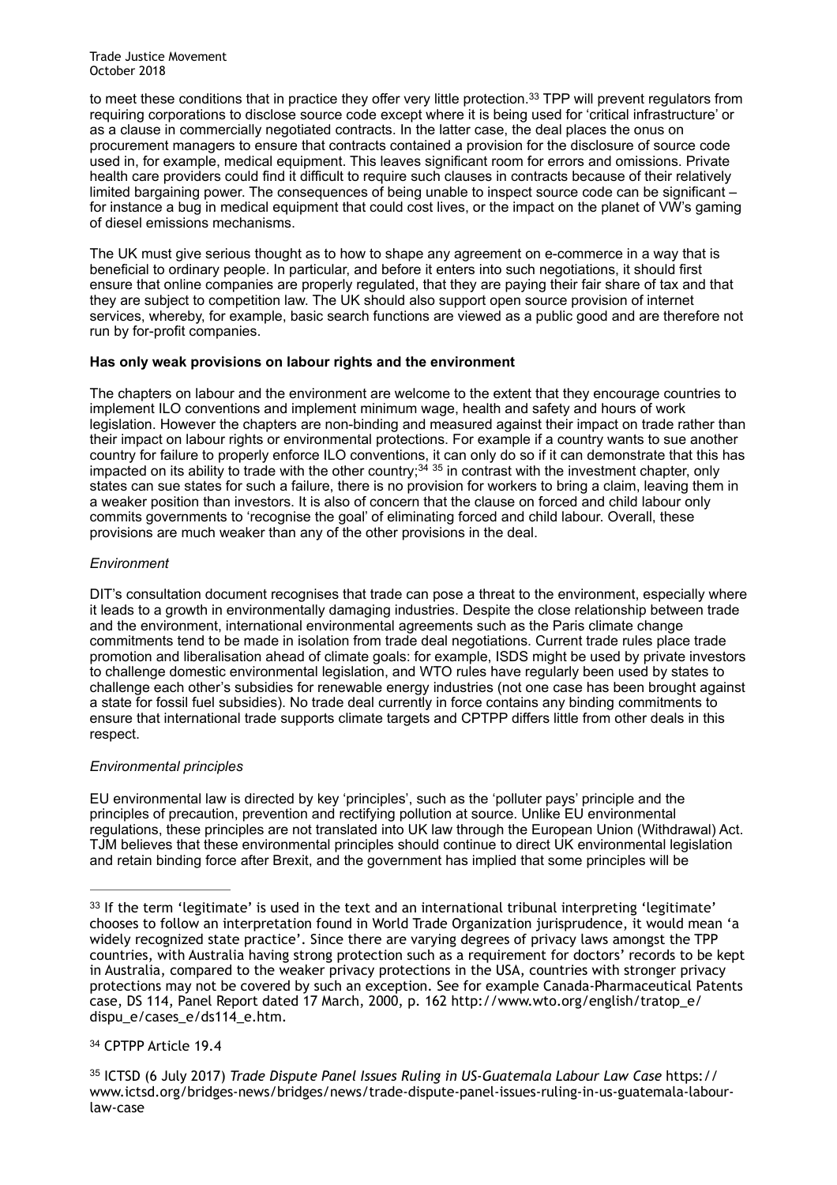to meet these conditions that in practice they offer very little protection.[33] TPP will prevent regulators from requiring corporations to disclose source code except where it is being used for 'critical infrastructure' or as a clause in commercially negotiated contracts. In the latter case, the deal places the onus on procurement managers to ensure that contracts contained a provision for the disclosure of source code used in, for example, medical equipment. This leaves significant room for errors and omissions. Private health care providers could find it difficult to require such clauses in contracts because of their relatively limited bargaining power. The consequences of being unable to inspect source code can be significant – for instance a bug in medical equipment that could cost lives, or the impact on the planet of VW's gaming of diesel emissions mechanisms.

The UK must give serious thought as to how to shape any agreement on e-commerce in a way that is beneficial to ordinary people. In particular, and before it enters into such negotiations, it should first ensure that online companies are properly regulated, that they are paying their fair share of tax and that they are subject to competition law. The UK should also support open source provision of internet services, whereby, for example, basic search functions are viewed as a public good and are therefore not run by for-profit companies.

**Has only weak provisions on labour rights and the environment**

The chapters on labour and the environment are welcome to the extent that they encourage countries to implement ILO conventions and implement minimum wage, health and safety and hours of work legislation. However the chapters are non-binding and measured against their impact on trade rather than their impact on labour rights or environmental protections. For example if a country wants to sue another country for failure to properly enforce ILO conventions, it can only do so if it can demonstrate that this has impacted on its ability to trade with the other country;[34] [35] in contrast with the investment chapter, only states can sue states for such a failure, there is no provision for workers to bring a claim, leaving them in a weaker position than investors. It is also of concern that the clause on forced and child labour only commits governments to 'recognise the goal' of eliminating forced and child labour. Overall, these provisions are much weaker than any of the other provisions in the deal.

*Environment*

DIT's consultation document recognises that trade can pose a threat to the environment, especially where it leads to a growth in environmentally damaging industries. Despite the close relationship between trade and the environment, international environmental agreements such as the Paris climate change commitments tend to be made in isolation from trade deal negotiations. Current trade rules place trade promotion and liberalisation ahead of climate goals: for example, ISDS might be used by private investors to challenge domestic environmental legislation, and WTO rules have regularly been used by states to challenge each other's subsidies for renewable energy industries (not one case has been brought against a state for fossil fuel subsidies). No trade deal currently in force contains any binding commitments to ensure that international trade supports climate targets and CPTPP differs little from other deals in this respect.

*Environmental principles*

EU environmental law is directed by key 'principles', such as the 'polluter pays' principle and the principles of precaution, prevention and rectifying pollution at source. Unlike EU environmental regulations, these principles are not translated into UK law through the European Union (Withdrawal) Act. TJM believes that these environmental principles should continue to direct UK environmental legislation and retain binding force after Brexit, and the government has implied that some principles will be

---

[33] If the term 'legitimate' is used in the text and an international tribunal interpreting 'legitimate' chooses to follow an interpretation found in World Trade Organization jurisprudence, it would mean 'a widely recognized state practice'. Since there are varying degrees of privacy laws amongst the TPP countries, with Australia having strong protection such as a requirement for doctors' records to be kept in Australia, compared to the weaker privacy protections in the USA, countries with stronger privacy protections may not be covered by such an exception. See for example Canada-Pharmaceutical Patents case, DS 114, Panel Report dated 17 March, 2000, p. 162 http://www.wto.org/english/tratop_e/dispu_e/cases_e/ds114_e.htm.

[34] CPTPP Article 19.4

[35] ICTSD (6 July 2017) *Trade Dispute Panel Issues Ruling in US-Guatemala Labour Law Case* https://www.ictsd.org/bridges-news/bridges/news/trade-dispute-panel-issues-ruling-in-us-guatemala-labour-law-case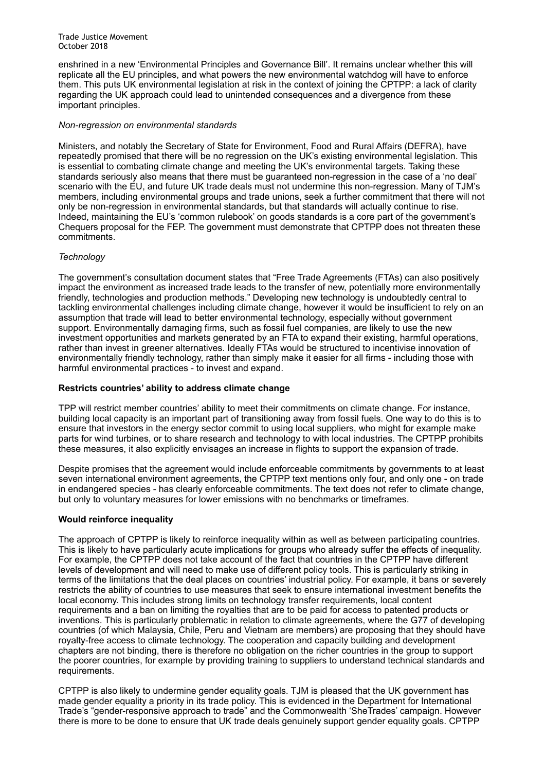enshrined in a new ‘Environmental Principles and Governance Bill’. It remains unclear whether this will replicate all the EU principles, and what powers the new environmental watchdog will have to enforce them. This puts UK environmental legislation at risk in the context of joining the CPTPP: a lack of clarity regarding the UK approach could lead to unintended consequences and a divergence from these important principles.

*Non-regression on environmental standards*

Ministers, and notably the Secretary of State for Environment, Food and Rural Affairs (DEFRA), have repeatedly promised that there will be no regression on the UK’s existing environmental legislation. This is essential to combating climate change and meeting the UK’s environmental targets. Taking these standards seriously also means that there must be guaranteed non-regression in the case of a ‘no deal’ scenario with the EU, and future UK trade deals must not undermine this non-regression. Many of TJM’s members, including environmental groups and trade unions, seek a further commitment that there will not only be non-regression in environmental standards, but that standards will actually continue to rise. Indeed, maintaining the EU’s ‘common rulebook’ on goods standards is a core part of the government’s Chequers proposal for the FEP. The government must demonstrate that CPTPP does not threaten these commitments.

*Technology*

The government’s consultation document states that “Free Trade Agreements (FTAs) can also positively impact the environment as increased trade leads to the transfer of new, potentially more environmentally friendly, technologies and production methods.” Developing new technology is undoubtedly central to tackling environmental challenges including climate change, however it would be insufficient to rely on an assumption that trade will lead to better environmental technology, especially without government support. Environmentally damaging firms, such as fossil fuel companies, are likely to use the new investment opportunities and markets generated by an FTA to expand their existing, harmful operations, rather than invest in greener alternatives. Ideally FTAs would be structured to incentivise innovation of environmentally friendly technology, rather than simply make it easier for all firms - including those with harmful environmental practices - to invest and expand.

**Restricts countries’ ability to address climate change**

TPP will restrict member countries’ ability to meet their commitments on climate change. For instance, building local capacity is an important part of transitioning away from fossil fuels. One way to do this is to ensure that investors in the energy sector commit to using local suppliers, who might for example make parts for wind turbines, or to share research and technology to with local industries. The CPTPP prohibits these measures, it also explicitly envisages an increase in flights to support the expansion of trade.

Despite promises that the agreement would include enforceable commitments by governments to at least seven international environment agreements, the CPTPP text mentions only four, and only one - on trade in endangered species - has clearly enforceable commitments. The text does not refer to climate change, but only to voluntary measures for lower emissions with no benchmarks or timeframes.

**Would reinforce inequality**

The approach of CPTPP is likely to reinforce inequality within as well as between participating countries. This is likely to have particularly acute implications for groups who already suffer the effects of inequality. For example, the CPTPP does not take account of the fact that countries in the CPTPP have different levels of development and will need to make use of different policy tools. This is particularly striking in terms of the limitations that the deal places on countries’ industrial policy. For example, it bans or severely restricts the ability of countries to use measures that seek to ensure international investment benefits the local economy. This includes strong limits on technology transfer requirements, local content requirements and a ban on limiting the royalties that are to be paid for access to patented products or inventions. This is particularly problematic in relation to climate agreements, where the G77 of developing countries (of which Malaysia, Chile, Peru and Vietnam are members) are proposing that they should have royalty-free access to climate technology. The cooperation and capacity building and development chapters are not binding, there is therefore no obligation on the richer countries in the group to support the poorer countries, for example by providing training to suppliers to understand technical standards and requirements.

CPTPP is also likely to undermine gender equality goals. TJM is pleased that the UK government has made gender equality a priority in its trade policy. This is evidenced in the Department for International Trade’s “gender-responsive approach to trade” and the Commonwealth ‘SheTrades’ campaign. However there is more to be done to ensure that UK trade deals genuinely support gender equality goals. CPTPP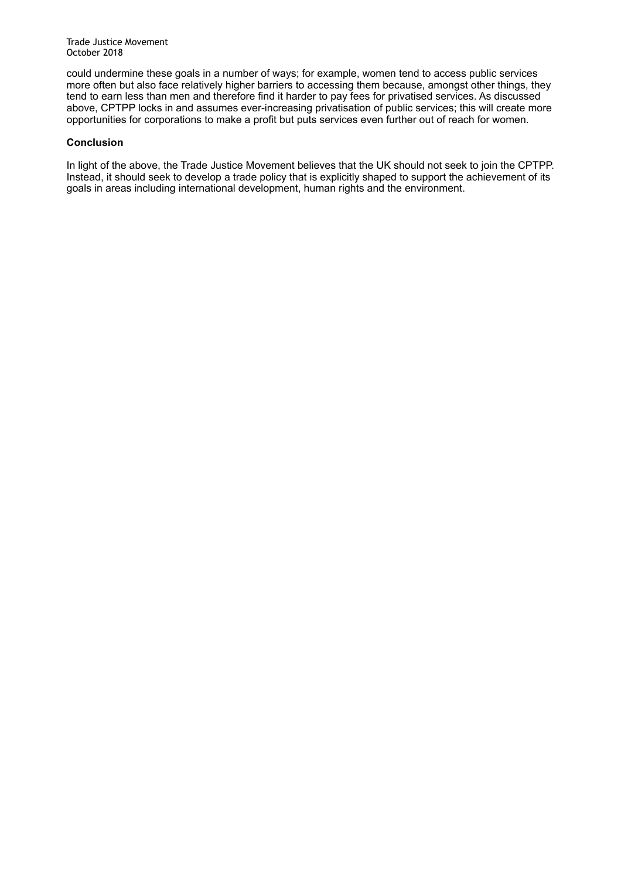could undermine these goals in a number of ways; for example, women tend to access public services more often but also face relatively higher barriers to accessing them because, amongst other things, they tend to earn less than men and therefore find it harder to pay fees for privatised services. As discussed above, CPTPP locks in and assumes ever-increasing privatisation of public services; this will create more opportunities for corporations to make a profit but puts services even further out of reach for women.

**Conclusion**

In light of the above, the Trade Justice Movement believes that the UK should not seek to join the CPTPP. Instead, it should seek to develop a trade policy that is explicitly shaped to support the achievement of its goals in areas including international development, human rights and the environment.